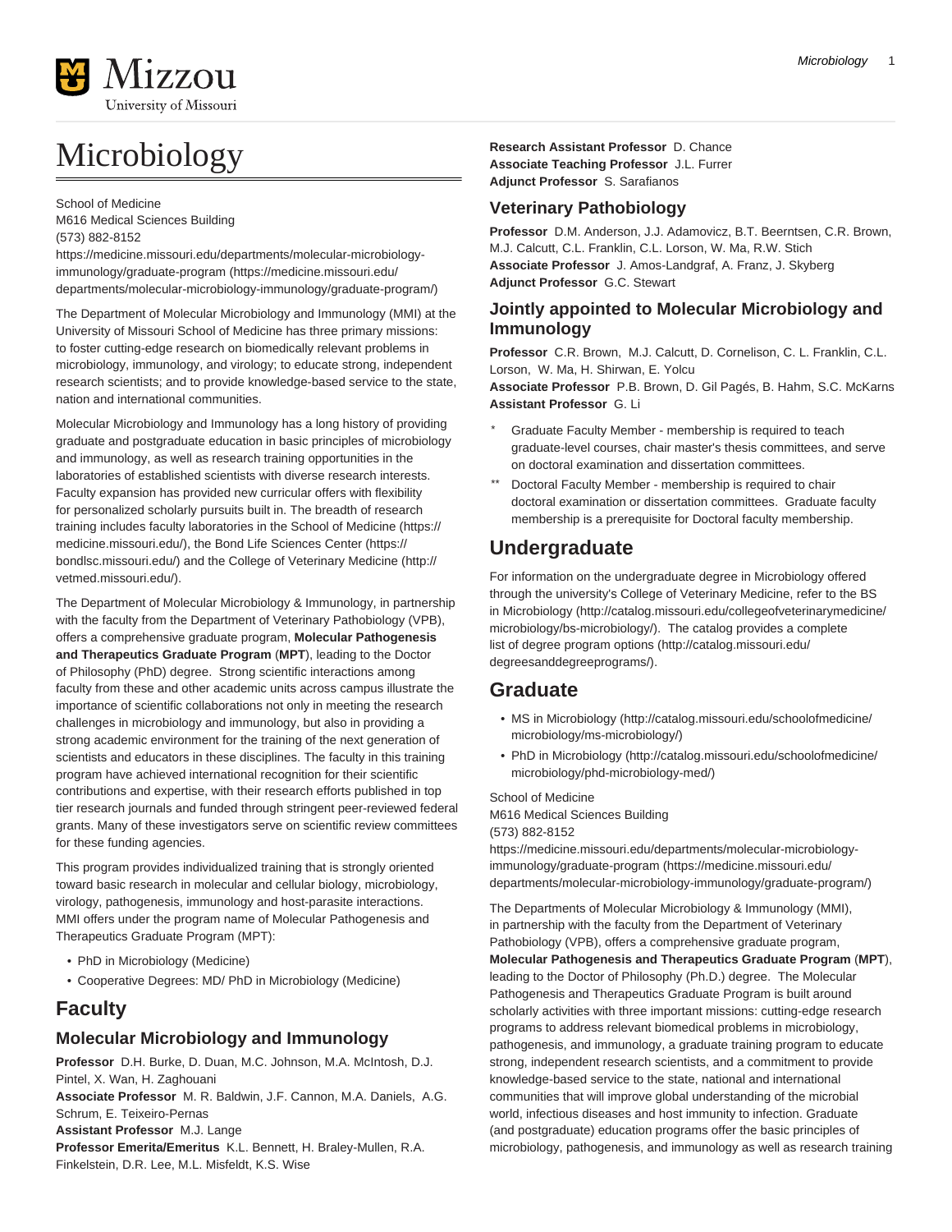# Microbiology

School of Medicine
M616 Medical Sciences Building
(573) 882-8152
https://medicine.missouri.edu/departments/molecular-microbiology-immunology/graduate-program (https://medicine.missouri.edu/departments/molecular-microbiology-immunology/graduate-program/)

The Department of Molecular Microbiology and Immunology (MMI) at the University of Missouri School of Medicine has three primary missions: to foster cutting-edge research on biomedically relevant problems in microbiology, immunology, and virology; to educate strong, independent research scientists; and to provide knowledge-based service to the state, nation and international communities.

Molecular Microbiology and Immunology has a long history of providing graduate and postgraduate education in basic principles of microbiology and immunology, as well as research training opportunities in the laboratories of established scientists with diverse research interests. Faculty expansion has provided new curricular offers with flexibility for personalized scholarly pursuits built in. The breadth of research training includes faculty laboratories in the School of Medicine (https://medicine.missouri.edu/), the Bond Life Sciences Center (https://bondlsc.missouri.edu/) and the College of Veterinary Medicine (http://vetmed.missouri.edu/).

The Department of Molecular Microbiology & Immunology, in partnership with the faculty from the Department of Veterinary Pathobiology (VPB), offers a comprehensive graduate program, **Molecular Pathogenesis and Therapeutics Graduate Program** (**MPT**), leading to the Doctor of Philosophy (PhD) degree. Strong scientific interactions among faculty from these and other academic units across campus illustrate the importance of scientific collaborations not only in meeting the research challenges in microbiology and immunology, but also in providing a strong academic environment for the training of the next generation of scientists and educators in these disciplines. The faculty in this training program have achieved international recognition for their scientific contributions and expertise, with their research efforts published in top tier research journals and funded through stringent peer-reviewed federal grants. Many of these investigators serve on scientific review committees for these funding agencies.

This program provides individualized training that is strongly oriented toward basic research in molecular and cellular biology, microbiology, virology, pathogenesis, immunology and host-parasite interactions. MMI offers under the program name of Molecular Pathogenesis and Therapeutics Graduate Program (MPT):

- PhD in Microbiology (Medicine)
- Cooperative Degrees: MD/ PhD in Microbiology (Medicine)

## Faculty

### Molecular Microbiology and Immunology

**Professor** D.H. Burke, D. Duan, M.C. Johnson, M.A. McIntosh, D.J. Pintel, X. Wan, H. Zaghouani
**Associate Professor** M. R. Baldwin, J.F. Cannon, M.A. Daniels, A.G. Schrum, E. Teixeiro-Pernas
**Assistant Professor** M.J. Lange
**Professor Emerita/Emeritus** K.L. Bennett, H. Braley-Mullen, R.A. Finkelstein, D.R. Lee, M.L. Misfeldt, K.S. Wise
**Research Assistant Professor** D. Chance
**Associate Teaching Professor** J.L. Furrer
**Adjunct Professor** S. Sarafianos

### Veterinary Pathobiology

**Professor** D.M. Anderson, J.J. Adamovicz, B.T. Beerntsen, C.R. Brown, M.J. Calcutt, C.L. Franklin, C.L. Lorson, W. Ma, R.W. Stich
**Associate Professor** J. Amos-Landgraf, A. Franz, J. Skyberg
**Adjunct Professor** G.C. Stewart

### Jointly appointed to Molecular Microbiology and Immunology

**Professor** C.R. Brown, M.J. Calcutt, D. Cornelison, C. L. Franklin, C.L. Lorson, W. Ma, H. Shirwan, E. Yolcu
**Associate Professor** P.B. Brown, D. Gil Pagés, B. Hahm, S.C. McKarns
**Assistant Professor** G. Li

- \* Graduate Faculty Member - membership is required to teach graduate-level courses, chair master's thesis committees, and serve on doctoral examination and dissertation committees.
- \*\* Doctoral Faculty Member - membership is required to chair doctoral examination or dissertation committees. Graduate faculty membership is a prerequisite for Doctoral faculty membership.

## Undergraduate

For information on the undergraduate degree in Microbiology offered through the university's College of Veterinary Medicine, refer to the BS in Microbiology (http://catalog.missouri.edu/collegeofveterinarymedicine/microbiology/bs-microbiology/). The catalog provides a complete list of degree program options (http://catalog.missouri.edu/degreesanddegreeprograms/).

## Graduate

- MS in Microbiology (http://catalog.missouri.edu/schoolofmedicine/microbiology/ms-microbiology/)
- PhD in Microbiology (http://catalog.missouri.edu/schoolofmedicine/microbiology/phd-microbiology-med/)

School of Medicine
M616 Medical Sciences Building
(573) 882-8152
https://medicine.missouri.edu/departments/molecular-microbiology-immunology/graduate-program (https://medicine.missouri.edu/departments/molecular-microbiology-immunology/graduate-program/)

The Departments of Molecular Microbiology & Immunology (MMI), in partnership with the faculty from the Department of Veterinary Pathobiology (VPB), offers a comprehensive graduate program, **Molecular Pathogenesis and Therapeutics Graduate Program** (**MPT**), leading to the Doctor of Philosophy (Ph.D.) degree. The Molecular Pathogenesis and Therapeutics Graduate Program is built around scholarly activities with three important missions: cutting-edge research programs to address relevant biomedical problems in microbiology, pathogenesis, and immunology, a graduate training program to educate strong, independent research scientists, and a commitment to provide knowledge-based service to the state, national and international communities that will improve global understanding of the microbial world, infectious diseases and host immunity to infection. Graduate (and postgraduate) education programs offer the basic principles of microbiology, pathogenesis, and immunology as well as research training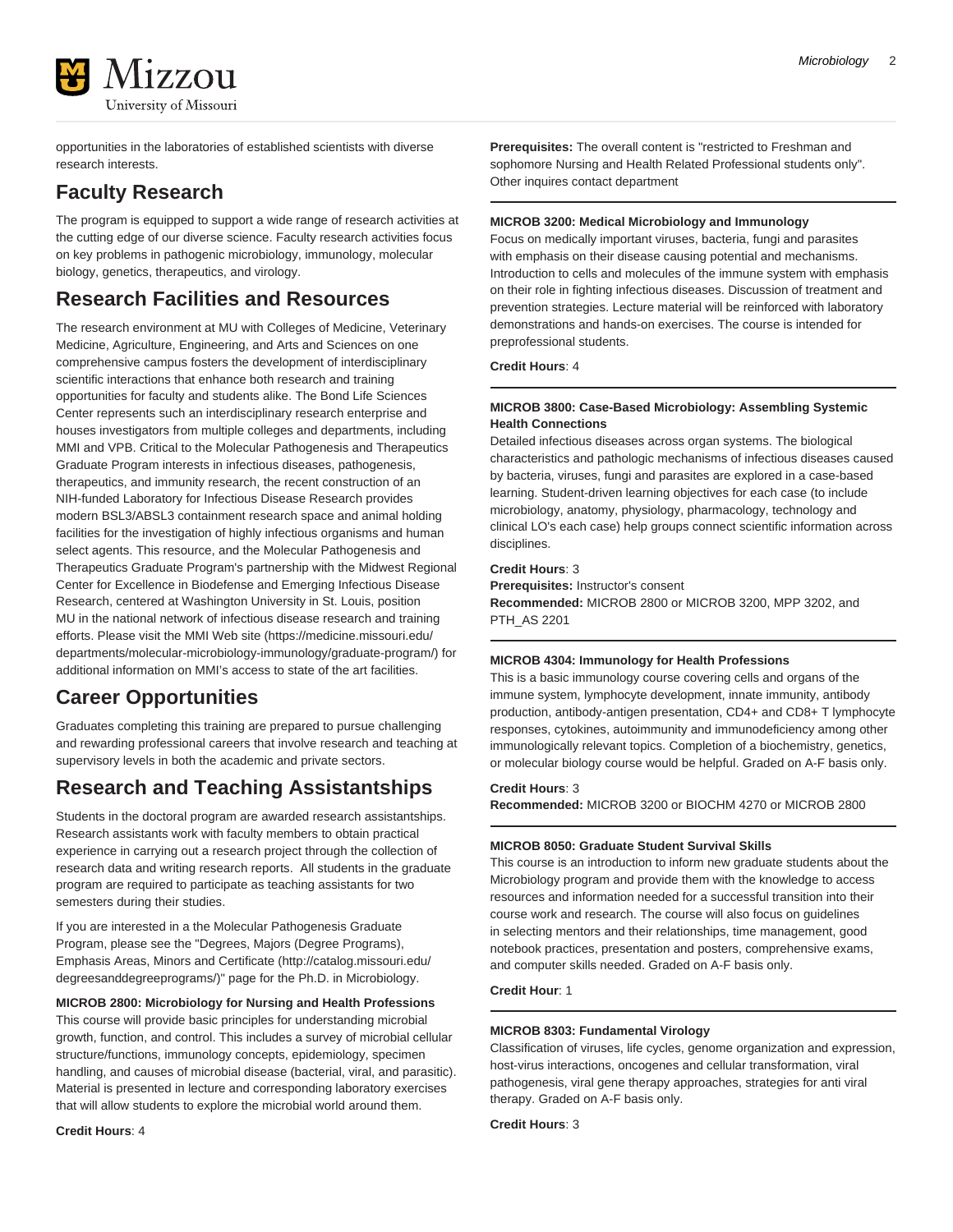opportunities in the laboratories of established scientists with diverse research interests.

## Faculty Research

The program is equipped to support a wide range of research activities at the cutting edge of our diverse science. Faculty research activities focus on key problems in pathogenic microbiology, immunology, molecular biology, genetics, therapeutics, and virology.

## Research Facilities and Resources

The research environment at MU with Colleges of Medicine, Veterinary Medicine, Agriculture, Engineering, and Arts and Sciences on one comprehensive campus fosters the development of interdisciplinary scientific interactions that enhance both research and training opportunities for faculty and students alike. The Bond Life Sciences Center represents such an interdisciplinary research enterprise and houses investigators from multiple colleges and departments, including MMI and VPB. Critical to the Molecular Pathogenesis and Therapeutics Graduate Program interests in infectious diseases, pathogenesis, therapeutics, and immunity research, the recent construction of an NIH-funded Laboratory for Infectious Disease Research provides modern BSL3/ABSL3 containment research space and animal holding facilities for the investigation of highly infectious organisms and human select agents. This resource, and the Molecular Pathogenesis and Therapeutics Graduate Program's partnership with the Midwest Regional Center for Excellence in Biodefense and Emerging Infectious Disease Research, centered at Washington University in St. Louis, position MU in the national network of infectious disease research and training efforts. Please visit the MMI Web site (https://medicine.missouri.edu/departments/molecular-microbiology-immunology/graduate-program/) for additional information on MMI's access to state of the art facilities.

## Career Opportunities

Graduates completing this training are prepared to pursue challenging and rewarding professional careers that involve research and teaching at supervisory levels in both the academic and private sectors.

## Research and Teaching Assistantships

Students in the doctoral program are awarded research assistantships. Research assistants work with faculty members to obtain practical experience in carrying out a research project through the collection of research data and writing research reports. All students in the graduate program are required to participate as teaching assistants for two semesters during their studies.

If you are interested in a the Molecular Pathogenesis Graduate Program, please see the "Degrees, Majors (Degree Programs), Emphasis Areas, Minors and Certificate (http://catalog.missouri.edu/degreesanddegreeprograms/)" page for the Ph.D. in Microbiology.

**MICROB 2800: Microbiology for Nursing and Health Professions**
This course will provide basic principles for understanding microbial growth, function, and control. This includes a survey of microbial cellular structure/functions, immunology concepts, epidemiology, specimen handling, and causes of microbial disease (bacterial, viral, and parasitic). Material is presented in lecture and corresponding laboratory exercises that will allow students to explore the microbial world around them.

**Credit Hours**: 4
**Prerequisites:** The overall content is "restricted to Freshman and sophomore Nursing and Health Related Professional students only". Other inquires contact department

---

**MICROB 3200: Medical Microbiology and Immunology**
Focus on medically important viruses, bacteria, fungi and parasites with emphasis on their disease causing potential and mechanisms. Introduction to cells and molecules of the immune system with emphasis on their role in fighting infectious diseases. Discussion of treatment and prevention strategies. Lecture material will be reinforced with laboratory demonstrations and hands-on exercises. The course is intended for preprofessional students.

**Credit Hours**: 4

---

**MICROB 3800: Case-Based Microbiology: Assembling Systemic Health Connections**
Detailed infectious diseases across organ systems. The biological characteristics and pathologic mechanisms of infectious diseases caused by bacteria, viruses, fungi and parasites are explored in a case-based learning. Student-driven learning objectives for each case (to include microbiology, anatomy, physiology, pharmacology, technology and clinical LO's each case) help groups connect scientific information across disciplines.

**Credit Hours**: 3
**Prerequisites:** Instructor's consent
**Recommended:** MICROB 2800 or MICROB 3200, MPP 3202, and PTH_AS 2201

---

**MICROB 4304: Immunology for Health Professions**
This is a basic immunology course covering cells and organs of the immune system, lymphocyte development, innate immunity, antibody production, antibody-antigen presentation, CD4+ and CD8+ T lymphocyte responses, cytokines, autoimmunity and immunodeficiency among other immunologically relevant topics. Completion of a biochemistry, genetics, or molecular biology course would be helpful. Graded on A-F basis only.

**Credit Hours**: 3
**Recommended:** MICROB 3200 or BIOCHM 4270 or MICROB 2800

---

**MICROB 8050: Graduate Student Survival Skills**
This course is an introduction to inform new graduate students about the Microbiology program and provide them with the knowledge to access resources and information needed for a successful transition into their course work and research. The course will also focus on guidelines in selecting mentors and their relationships, time management, good notebook practices, presentation and posters, comprehensive exams, and computer skills needed. Graded on A-F basis only.

**Credit Hour**: 1

---

**MICROB 8303: Fundamental Virology**
Classification of viruses, life cycles, genome organization and expression, host-virus interactions, oncogenes and cellular transformation, viral pathogenesis, viral gene therapy approaches, strategies for anti viral therapy. Graded on A-F basis only.

**Credit Hours**: 3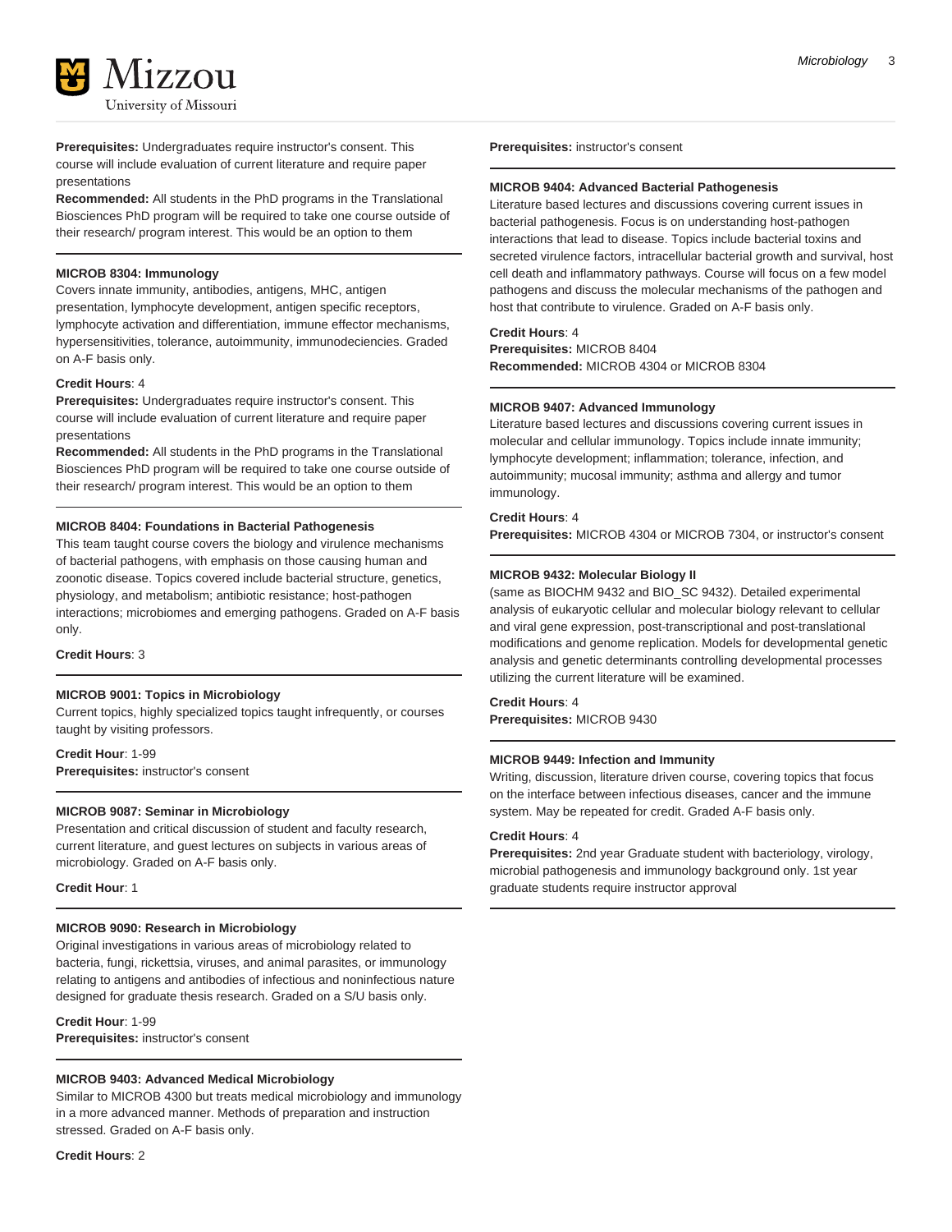**Prerequisites:** Undergraduates require instructor's consent. This course will include evaluation of current literature and require paper presentations
**Recommended:** All students in the PhD programs in the Translational Biosciences PhD program will be required to take one course outside of their research/ program interest. This would be an option to them

#### MICROB 8304: Immunology

Covers innate immunity, antibodies, antigens, MHC, antigen presentation, lymphocyte development, antigen specific receptors, lymphocyte activation and differentiation, immune effector mechanisms, hypersensitivities, tolerance, autoimmunity, immunodeciencies. Graded on A-F basis only.

**Credit Hours**: 4
**Prerequisites:** Undergraduates require instructor's consent. This course will include evaluation of current literature and require paper presentations
**Recommended:** All students in the PhD programs in the Translational Biosciences PhD program will be required to take one course outside of their research/ program interest. This would be an option to them

#### MICROB 8404: Foundations in Bacterial Pathogenesis

This team taught course covers the biology and virulence mechanisms of bacterial pathogens, with emphasis on those causing human and zoonotic disease. Topics covered include bacterial structure, genetics, physiology, and metabolism; antibiotic resistance; host-pathogen interactions; microbiomes and emerging pathogens. Graded on A-F basis only.

**Credit Hours**: 3

#### MICROB 9001: Topics in Microbiology

Current topics, highly specialized topics taught infrequently, or courses taught by visiting professors.

**Credit Hour**: 1-99
**Prerequisites:** instructor's consent

#### MICROB 9087: Seminar in Microbiology

Presentation and critical discussion of student and faculty research, current literature, and guest lectures on subjects in various areas of microbiology. Graded on A-F basis only.

**Credit Hour**: 1

#### MICROB 9090: Research in Microbiology

Original investigations in various areas of microbiology related to bacteria, fungi, rickettsia, viruses, and animal parasites, or immunology relating to antigens and antibodies of infectious and noninfectious nature designed for graduate thesis research. Graded on a S/U basis only.

**Credit Hour**: 1-99
**Prerequisites:** instructor's consent

#### MICROB 9403: Advanced Medical Microbiology

Similar to MICROB 4300 but treats medical microbiology and immunology in a more advanced manner. Methods of preparation and instruction stressed. Graded on A-F basis only.

**Credit Hours**: 2
**Prerequisites:** instructor's consent

#### MICROB 9404: Advanced Bacterial Pathogenesis

Literature based lectures and discussions covering current issues in bacterial pathogenesis. Focus is on understanding host-pathogen interactions that lead to disease. Topics include bacterial toxins and secreted virulence factors, intracellular bacterial growth and survival, host cell death and inflammatory pathways. Course will focus on a few model pathogens and discuss the molecular mechanisms of the pathogen and host that contribute to virulence. Graded on A-F basis only.

**Credit Hours**: 4
**Prerequisites:** MICROB 8404
**Recommended:** MICROB 4304 or MICROB 8304

#### MICROB 9407: Advanced Immunology

Literature based lectures and discussions covering current issues in molecular and cellular immunology. Topics include innate immunity; lymphocyte development; inflammation; tolerance, infection, and autoimmunity; mucosal immunity; asthma and allergy and tumor immunology.

**Credit Hours**: 4
**Prerequisites:** MICROB 4304 or MICROB 7304, or instructor's consent

#### MICROB 9432: Molecular Biology II

(same as BIOCHM 9432 and BIO_SC 9432). Detailed experimental analysis of eukaryotic cellular and molecular biology relevant to cellular and viral gene expression, post-transcriptional and post-translational modifications and genome replication. Models for developmental genetic analysis and genetic determinants controlling developmental processes utilizing the current literature will be examined.

**Credit Hours**: 4
**Prerequisites:** MICROB 9430

#### MICROB 9449: Infection and Immunity

Writing, discussion, literature driven course, covering topics that focus on the interface between infectious diseases, cancer and the immune system. May be repeated for credit. Graded A-F basis only.

**Credit Hours**: 4
**Prerequisites:** 2nd year Graduate student with bacteriology, virology, microbial pathogenesis and immunology background only. 1st year graduate students require instructor approval